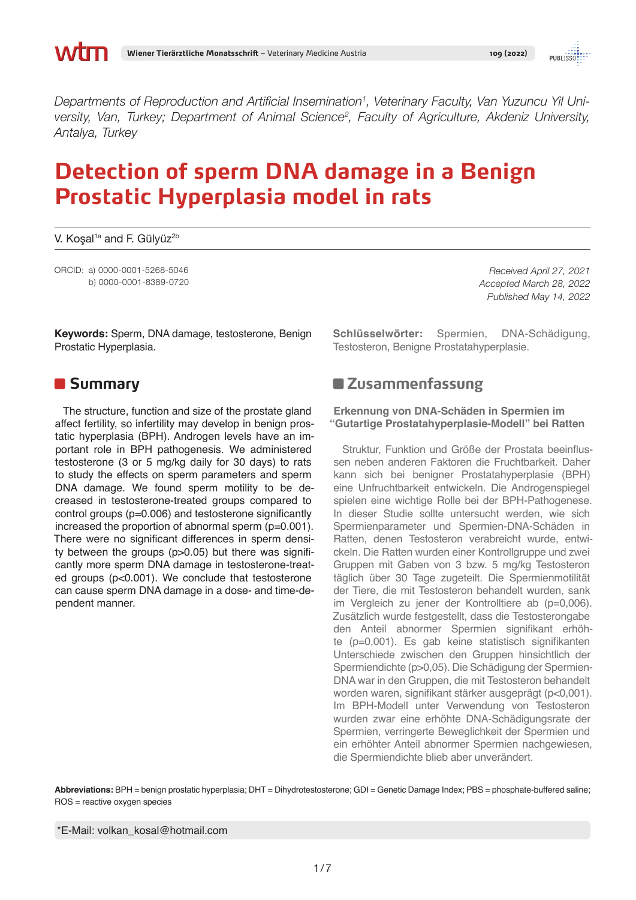*Departments of Reproduction and Artificial Insemination[1], Veterinary Faculty, Van Yuzuncu Yil University, Van, Turkey; Department of Animal Science[2], Faculty of Agriculture, Akdeniz University, Antalya, Turkey*

# Detection of sperm DNA damage in a Benign Prostatic Hyperplasia model in rats

V. Koşal[1a] and F. Gülyüz[2b]

ORCID: a) 0000-0001-5268-5046
b) 0000-0001-8389-0720

*Received April 27, 2021*
*Accepted March 28, 2022*
*Published May 14, 2022*

**Keywords:** Sperm, DNA damage, testosterone, Benign Prostatic Hyperplasia.

## Summary

The structure, function and size of the prostate gland affect fertility, so infertility may develop in benign prostatic hyperplasia (BPH). Androgen levels have an important role in BPH pathogenesis. We administered testosterone (3 or 5 mg/kg daily for 30 days) to rats to study the effects on sperm parameters and sperm DNA damage. We found sperm motility to be decreased in testosterone-treated groups compared to control groups (p=0.006) and testosterone significantly increased the proportion of abnormal sperm (p=0.001). There were no significant differences in sperm density between the groups (p>0.05) but there was significantly more sperm DNA damage in testosterone-treated groups (p<0.001). We conclude that testosterone can cause sperm DNA damage in a dose- and time-dependent manner.

**Schlüsselwörter:** Spermien, DNA-Schädigung, Testosteron, Benigne Prostatahyperplasie.

## Zusammenfassung

### Erkennung von DNA-Schäden in Spermien im "Gutartige Prostatahyperplasie-Modell" bei Ratten

Struktur, Funktion und Größe der Prostata beeinflussen neben anderen Faktoren die Fruchtbarkeit. Daher kann sich bei benigner Prostatahyperplasie (BPH) eine Unfruchtbarkeit entwickeln. Die Androgenspiegel spielen eine wichtige Rolle bei der BPH-Pathogenese. In dieser Studie sollte untersucht werden, wie sich Spermienparameter und Spermien-DNA-Schäden in Ratten, denen Testosteron verabreicht wurde, entwickeln. Die Ratten wurden einer Kontrollgruppe und zwei Gruppen mit Gaben von 3 bzw. 5 mg/kg Testosteron täglich über 30 Tage zugeteilt. Die Spermienmotilität der Tiere, die mit Testosteron behandelt wurden, sank im Vergleich zu jener der Kontrolltiere ab (p=0,006). Zusätzlich wurde festgestellt, dass die Testosterongabe den Anteil abnormer Spermien signifikant erhöhte (p=0,001). Es gab keine statistisch signifikanten Unterschiede zwischen den Gruppen hinsichtlich der Spermiendichte (p>0,05). Die Schädigung der Spermien-DNA war in den Gruppen, die mit Testosteron behandelt worden waren, signifikant stärker ausgeprägt (p<0,001). Im BPH-Modell unter Verwendung von Testosteron wurden zwar eine erhöhte DNA-Schädigungsrate der Spermien, verringerte Beweglichkeit der Spermien und ein erhöhter Anteil abnormer Spermien nachgewiesen, die Spermiendichte blieb aber unverändert.

**Abbreviations:** BPH = benign prostatic hyperplasia; DHT = Dihydrotestosterone; GDI = Genetic Damage Index; PBS = phosphate-buffered saline; ROS = reactive oxygen species

*E-Mail: volkan_kosal@hotmail.com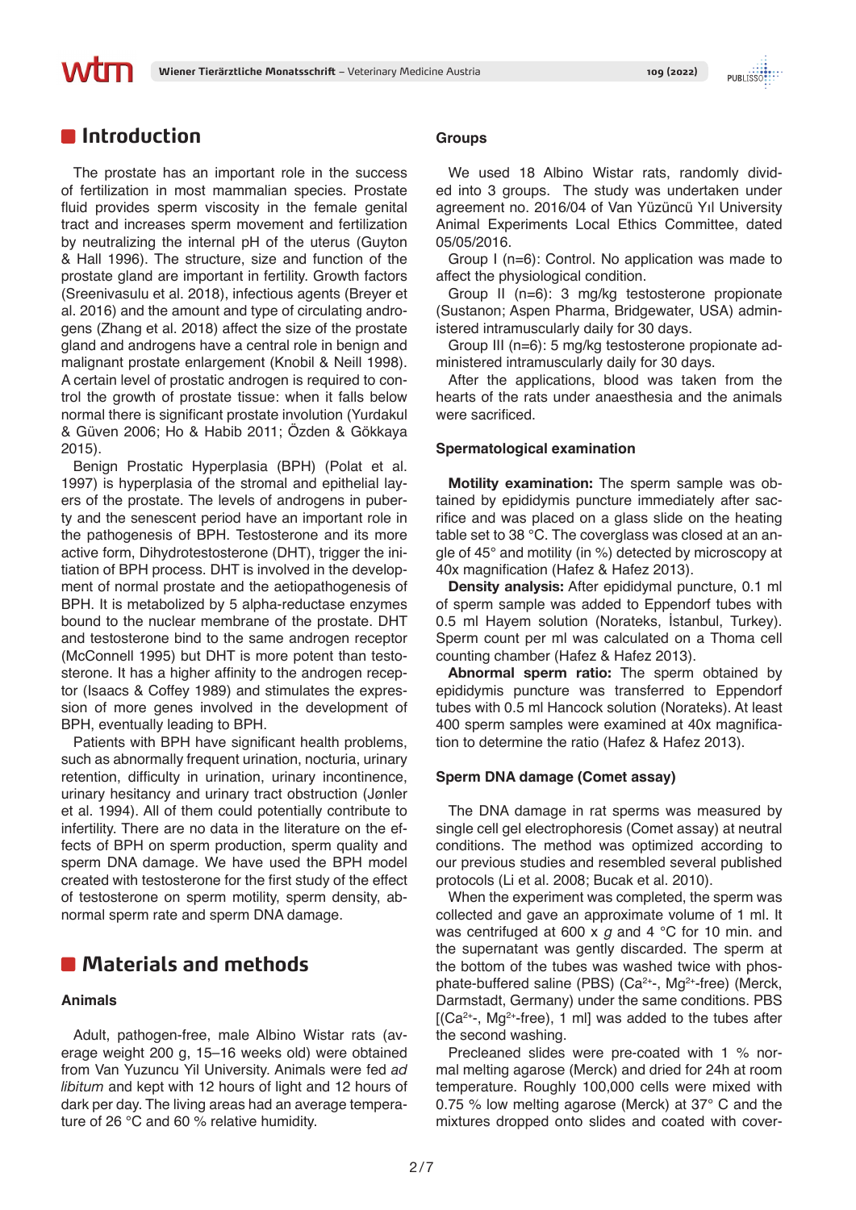## Introduction

The prostate has an important role in the success of fertilization in most mammalian species. Prostate fluid provides sperm viscosity in the female genital tract and increases sperm movement and fertilization by neutralizing the internal pH of the uterus (Guyton & Hall 1996). The structure, size and function of the prostate gland are important in fertility. Growth factors (Sreenivasulu et al. 2018), infectious agents (Breyer et al. 2016) and the amount and type of circulating androgens (Zhang et al. 2018) affect the size of the prostate gland and androgens have a central role in benign and malignant prostate enlargement (Knobil & Neill 1998). A certain level of prostatic androgen is required to control the growth of prostate tissue: when it falls below normal there is significant prostate involution (Yurdakul & Güven 2006; Ho & Habib 2011; Özden & Gökkaya 2015).

Benign Prostatic Hyperplasia (BPH) (Polat et al. 1997) is hyperplasia of the stromal and epithelial layers of the prostate. The levels of androgens in puberty and the senescent period have an important role in the pathogenesis of BPH. Testosterone and its more active form, Dihydrotestosterone (DHT), trigger the initiation of BPH process. DHT is involved in the development of normal prostate and the aetiopathogenesis of BPH. It is metabolized by 5 alpha-reductase enzymes bound to the nuclear membrane of the prostate. DHT and testosterone bind to the same androgen receptor (McConnell 1995) but DHT is more potent than testosterone. It has a higher affinity to the androgen receptor (Isaacs & Coffey 1989) and stimulates the expression of more genes involved in the development of BPH, eventually leading to BPH.

Patients with BPH have significant health problems, such as abnormally frequent urination, nocturia, urinary retention, difficulty in urination, urinary incontinence, urinary hesitancy and urinary tract obstruction (Jønler et al. 1994). All of them could potentially contribute to infertility. There are no data in the literature on the effects of BPH on sperm production, sperm quality and sperm DNA damage. We have used the BPH model created with testosterone for the first study of the effect of testosterone on sperm motility, sperm density, abnormal sperm rate and sperm DNA damage.

## Materials and methods

### Animals

Adult, pathogen-free, male Albino Wistar rats (average weight 200 g, 15–16 weeks old) were obtained from Van Yuzuncu Yil University. Animals were fed *ad libitum* and kept with 12 hours of light and 12 hours of dark per day. The living areas had an average temperature of 26 °C and 60 % relative humidity.

### Groups

We used 18 Albino Wistar rats, randomly divided into 3 groups. The study was undertaken under agreement no. 2016/04 of Van Yüzüncü Yıl University Animal Experiments Local Ethics Committee, dated 05/05/2016.

Group I (n=6): Control. No application was made to affect the physiological condition.

Group II (n=6): 3 mg/kg testosterone propionate (Sustanon; Aspen Pharma, Bridgewater, USA) administered intramuscularly daily for 30 days.

Group III (n=6): 5 mg/kg testosterone propionate administered intramuscularly daily for 30 days.

After the applications, blood was taken from the hearts of the rats under anaesthesia and the animals were sacrificed.

### Spermatological examination

**Motility examination:** The sperm sample was obtained by epididymis puncture immediately after sacrifice and was placed on a glass slide on the heating table set to 38 °C. The coverglass was closed at an angle of 45° and motility (in %) detected by microscopy at 40x magnification (Hafez & Hafez 2013).

**Density analysis:** After epididymal puncture, 0.1 ml of sperm sample was added to Eppendorf tubes with 0.5 ml Hayem solution (Norateks, İstanbul, Turkey). Sperm count per ml was calculated on a Thoma cell counting chamber (Hafez & Hafez 2013).

**Abnormal sperm ratio:** The sperm obtained by epididymis puncture was transferred to Eppendorf tubes with 0.5 ml Hancock solution (Norateks). At least 400 sperm samples were examined at 40x magnification to determine the ratio (Hafez & Hafez 2013).

### Sperm DNA damage (Comet assay)

The DNA damage in rat sperms was measured by single cell gel electrophoresis (Comet assay) at neutral conditions. The method was optimized according to our previous studies and resembled several published protocols (Li et al. 2008; Bucak et al. 2010).

When the experiment was completed, the sperm was collected and gave an approximate volume of 1 ml. It was centrifuged at 600 x *g* and 4 °C for 10 min. and the supernatant was gently discarded. The sperm at the bottom of the tubes was washed twice with phosphate-buffered saline (PBS) ($Ca^{2+}$-, $Mg^{2+}$-free) (Merck, Darmstadt, Germany) under the same conditions. PBS [($Ca^{2+}$-, $Mg^{2+}$-free), 1 ml] was added to the tubes after the second washing.

Precleaned slides were pre-coated with 1 % normal melting agarose (Merck) and dried for 24h at room temperature. Roughly 100,000 cells were mixed with 0.75 % low melting agarose (Merck) at 37° C and the mixtures dropped onto slides and coated with cover-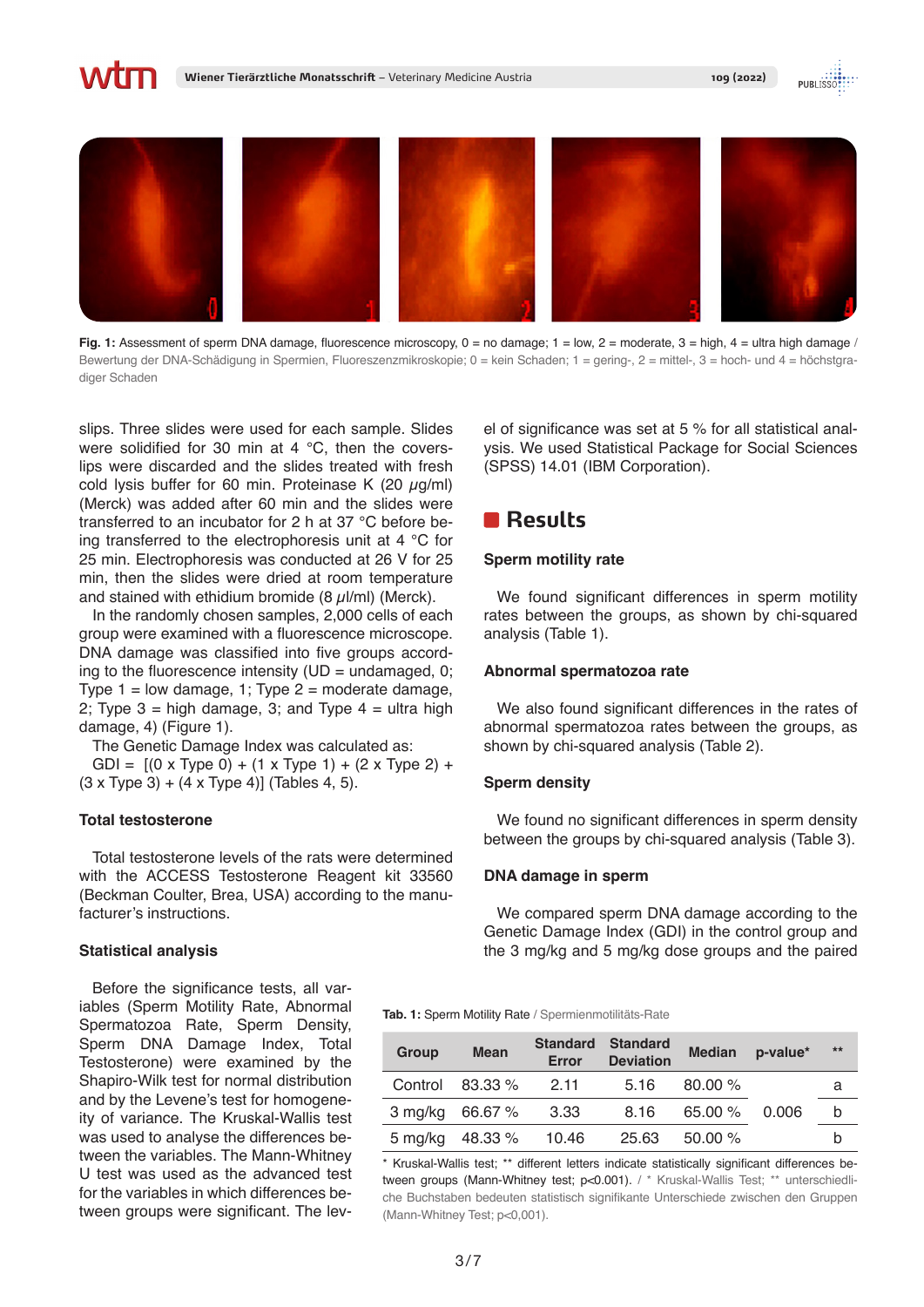**Fig. 1:** Assessment of sperm DNA damage, fluorescence microscopy, 0 = no damage; 1 = low, 2 = moderate, 3 = high, 4 = ultra high damage / Bewertung der DNA-Schädigung in Spermien, Fluoreszenzmikroskopie; 0 = kein Schaden; 1 = gering-, 2 = mittel-, 3 = hoch- und 4 = höchstgradiger Schaden

slips. Three slides were used for each sample. Slides were solidified for 30 min at 4 °C, then the coverslips were discarded and the slides treated with fresh cold lysis buffer for 60 min. Proteinase K (20 $\mu$g/ml) (Merck) was added after 60 min and the slides were transferred to an incubator for 2 h at 37 °C before being transferred to the electrophoresis unit at 4 °C for 25 min. Electrophoresis was conducted at 26 V for 25 min, then the slides were dried at room temperature and stained with ethidium bromide (8 $\mu$l/ml) (Merck).

In the randomly chosen samples, 2,000 cells of each group were examined with a fluorescence microscope. DNA damage was classified into five groups according to the fluorescence intensity (UD = undamaged, 0; Type 1 = low damage, 1; Type 2 = moderate damage, 2; Type 3 = high damage, 3; and Type 4 = ultra high damage, 4) (Figure 1).

The Genetic Damage Index was calculated as:

GDI = [(0 x Type 0) + (1 x Type 1) + (2 x Type 2) + (3 x Type 3) + (4 x Type 4)] (Tables 4, 5).

### Total testosterone

Total testosterone levels of the rats were determined with the ACCESS Testosterone Reagent kit 33560 (Beckman Coulter, Brea, USA) according to the manufacturer's instructions.

### Statistical analysis

Before the significance tests, all variables (Sperm Motility Rate, Abnormal Spermatozoa Rate, Sperm Density, Sperm DNA Damage Index, Total Testosterone) were examined by the Shapiro-Wilk test for normal distribution and by the Levene's test for homogeneity of variance. The Kruskal-Wallis test was used to analyse the differences between the variables. The Mann-Whitney U test was used as the advanced test for the variables in which differences between groups were significant. The level of significance was set at 5 % for all statistical analysis. We used Statistical Package for Social Sciences (SPSS) 14.01 (IBM Corporation).

## Results

### Sperm motility rate

We found significant differences in sperm motility rates between the groups, as shown by chi-squared analysis (Table 1).

### Abnormal spermatozoa rate

We also found significant differences in the rates of abnormal spermatozoa rates between the groups, as shown by chi-squared analysis (Table 2).

### Sperm density

We found no significant differences in sperm density between the groups by chi-squared analysis (Table 3).

### DNA damage in sperm

We compared sperm DNA damage according to the Genetic Damage Index (GDI) in the control group and the 3 mg/kg and 5 mg/kg dose groups and the paired

**Tab. 1:** Sperm Motility Rate / Spermienmotilitäts-Rate

| Group | Mean | Standard Error | Standard Deviation | Median | p-value* | ** |
|---|---|---|---|---|---|---|
| Control | 83.33 % | 2.11 | 5.16 | 80.00 % | | a |
| 3 mg/kg | 66.67 % | 3.33 | 8.16 | 65.00 % | 0.006 | b |
| 5 mg/kg | 48.33 % | 10.46 | 25.63 | 50.00 % | | b |

* Kruskal-Wallis test; ** different letters indicate statistically significant differences between groups (Mann-Whitney test; p<0.001). / * Kruskal-Wallis Test; ** unterschiedliche Buchstaben bedeuten statistisch signifikante Unterschiede zwischen den Gruppen (Mann-Whitney Test; p<0,001).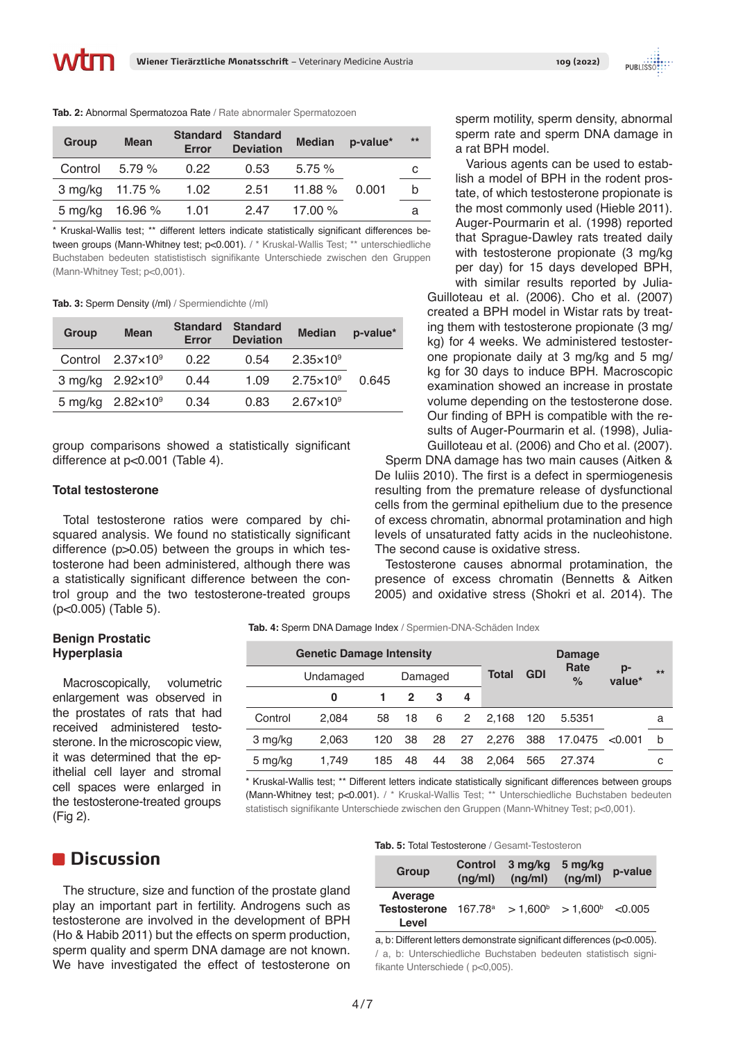**Tab. 2:** Abnormal Spermatozoa Rate / Rate abnormaler Spermatozoen

| Group | Mean | Standard Error | Standard Deviation | Median | p-value* | ** |
|---|---|---|---|---|---|---|
| Control | 5.79 % | 0.22 | 0.53 | 5.75 % | | c |
| 3 mg/kg | 11.75 % | 1.02 | 2.51 | 11.88 % | 0.001 | b |
| 5 mg/kg | 16.96 % | 1.01 | 2.47 | 17.00 % | | a |

* Kruskal-Wallis test; ** different letters indicate statistically significant differences between groups (Mann-Whitney test; p<0.001). / * Kruskal-Wallis Test; ** unterschiedliche Buchstaben bedeuten statistisch signifikante Unterschiede zwischen den Gruppen (Mann-Whitney Test; p<0,001).

**Tab. 3:** Sperm Density (/ml) / Spermiendichte (/ml)

| Group | Mean | Standard Error | Standard Deviation | Median | p-value* |
|---|---|---|---|---|---|
| Control | $2.37 \times 10^9$ | 0.22 | 0.54 | $2.35 \times 10^9$ | |
| 3 mg/kg | $2.92 \times 10^9$ | 0.44 | 1.09 | $2.75 \times 10^9$ | 0.645 |
| 5 mg/kg | $2.82 \times 10^9$ | 0.34 | 0.83 | $2.67 \times 10^9$ | |

group comparisons showed a statistically significant difference at p<0.001 (Table 4).

### Total testosterone

Total testosterone ratios were compared by chi-squared analysis. We found no statistically significant difference (p>0.05) between the groups in which testosterone had been administered, although there was a statistically significant difference between the control group and the two testosterone-treated groups (p<0.005) (Table 5).

### Benign Prostatic Hyperplasia

Macroscopically, volumetric enlargement was observed in the prostates of rats that had received administered testosterone. In the microscopic view, it was determined that the epithelial cell layer and stromal cell spaces were enlarged in the testosterone-treated groups (Fig 2).

**Tab. 4:** Sperm DNA Damage Index / Spermien-DNA-Schäden Index

| | Genetic Damage Intensity | | | | | Total | GDI | Damage Rate % | p-value* | ** |
|---|---|---|---|---|---|---|---|---|---|---|
| | Undamaged | Damaged | | | | | | | | |
| | 0 | 1 | 2 | 3 | 4 | | | | | |
| Control | 2,084 | 58 | 18 | 6 | 2 | 2,168 | 120 | 5.5351 | | a |
| 3 mg/kg | 2,063 | 120 | 38 | 28 | 27 | 2,276 | 388 | 17.0475 | <0.001 | b |
| 5 mg/kg | 1,749 | 185 | 48 | 44 | 38 | 2,064 | 565 | 27.374 | | c |

* Kruskal-Wallis test; ** Different letters indicate statistically significant differences between groups (Mann-Whitney test; p<0.001). / * Kruskal-Wallis Test; ** Unterschiedliche Buchstaben bedeuten statistisch signifikante Unterschiede zwischen den Gruppen (Mann-Whitney Test; p<0,001).

## Discussion

The structure, size and function of the prostate gland play an important part in fertility. Androgens such as testosterone are involved in the development of BPH (Ho & Habib 2011) but the effects on sperm production, sperm quality and sperm DNA damage are not known. We have investigated the effect of testosterone on sperm motility, sperm density, abnormal sperm rate and sperm DNA damage in a rat BPH model.

Various agents can be used to establish a model of BPH in the rodent prostate, of which testosterone propionate is the most commonly used (Hieble 2011). Auger-Pourmarin et al. (1998) reported that Sprague-Dawley rats treated daily with testosterone propionate (3 mg/kg per day) for 15 days developed BPH, with similar results reported by Julia-Guilloteau et al. (2006). Cho et al. (2007) created a BPH model in Wistar rats by treating them with testosterone propionate (3 mg/kg) for 4 weeks. We administered testosterone propionate daily at 3 mg/kg and 5 mg/kg for 30 days to induce BPH. Macroscopic examination showed an increase in prostate volume depending on the testosterone dose. Our finding of BPH is compatible with the results of Auger-Pourmarin et al. (1998), Julia-Guilloteau et al. (2006) and Cho et al. (2007).

Sperm DNA damage has two main causes (Aitken & De Iuliis 2010). The first is a defect in spermiogenesis resulting from the premature release of dysfunctional cells from the germinal epithelium due to the presence of excess chromatin, abnormal protamination and high levels of unsaturated fatty acids in the nucleohistone. The second cause is oxidative stress.

Testosterone causes abnormal protamination, the presence of excess chromatin (Bennetts & Aitken 2005) and oxidative stress (Shokri et al. 2014). The

**Tab. 5:** Total Testosterone / Gesamt-Testosteron

| Group | Control (ng/ml) | 3 mg/kg (ng/ml) | 5 mg/kg (ng/ml) | p-value |
|---|---|---|---|---|
| Average Testosterone Level | 167.78[a] | > 1,600[b] | > 1,600[b] | <0.005 |

a, b: Different letters demonstrate significant differences (p<0.005). / a, b: Unterschiedliche Buchstaben bedeuten statistisch signifikante Unterschiede ( p<0,005).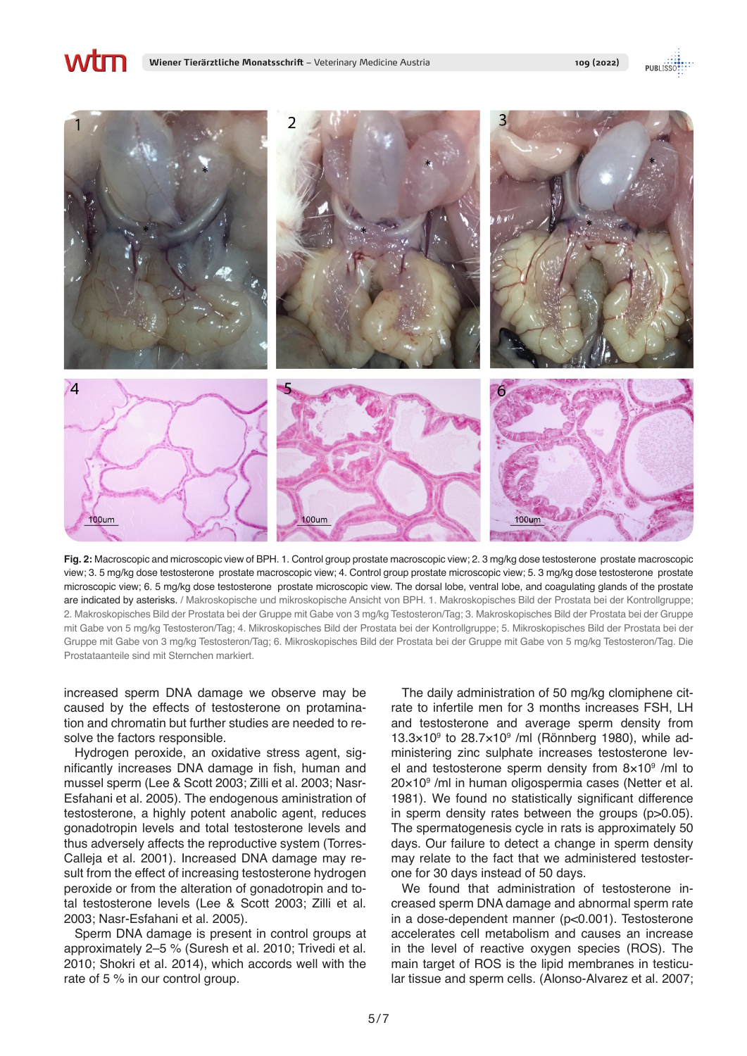**Fig. 2:** Macroscopic and microscopic view of BPH. 1. Control group prostate macroscopic view; 2. 3 mg/kg dose testosterone prostate macroscopic view; 3. 5 mg/kg dose testosterone prostate macroscopic view; 4. Control group prostate microscopic view; 5. 3 mg/kg dose testosterone prostate microscopic view; 6. 5 mg/kg dose testosterone prostate microscopic view. The dorsal lobe, ventral lobe, and coagulating glands of the prostate are indicated by asterisks. / Makroskopische und mikroskopische Ansicht von BPH. 1. Makroskopisches Bild der Prostata bei der Kontrollgruppe; 2. Makroskopisches Bild der Prostata bei der Gruppe mit Gabe von 3 mg/kg Testosteron/Tag; 3. Makroskopisches Bild der Prostata bei der Gruppe mit Gabe von 5 mg/kg Testosteron/Tag; 4. Mikroskopisches Bild der Prostata bei der Kontrollgruppe; 5. Mikroskopisches Bild der Prostata bei der Gruppe mit Gabe von 3 mg/kg Testosteron/Tag; 6. Mikroskopisches Bild der Prostata bei der Gruppe mit Gabe von 5 mg/kg Testosteron/Tag. Die Prostataanteile sind mit Sternchen markiert.

increased sperm DNA damage we observe may be caused by the effects of testosterone on protamination and chromatin but further studies are needed to resolve the factors responsible.

Hydrogen peroxide, an oxidative stress agent, significantly increases DNA damage in fish, human and mussel sperm (Lee & Scott 2003; Zilli et al. 2003; Nasr-Esfahani et al. 2005). The endogenous aministration of testosterone, a highly potent anabolic agent, reduces gonadotropin levels and total testosterone levels and thus adversely affects the reproductive system (Torres-Calleja et al. 2001). Increased DNA damage may result from the effect of increasing testosterone hydrogen peroxide or from the alteration of gonadotropin and total testosterone levels (Lee & Scott 2003; Zilli et al. 2003; Nasr-Esfahani et al. 2005).

Sperm DNA damage is present in control groups at approximately 2–5 % (Suresh et al. 2010; Trivedi et al. 2010; Shokri et al. 2014), which accords well with the rate of 5 % in our control group.

The daily administration of 50 mg/kg clomiphene citrate to infertile men for 3 months increases FSH, LH and testosterone and average sperm density from $13.3 \times 10^9$ to $28.7 \times 10^9$ /ml (Rönnberg 1980), while administering zinc sulphate increases testosterone level and testosterone sperm density from $8 \times 10^9$ /ml to $20 \times 10^9$ /ml in human oligospermia cases (Netter et al. 1981). We found no statistically significant difference in sperm density rates between the groups ($p>0.05$). The spermatogenesis cycle in rats is approximately 50 days. Our failure to detect a change in sperm density may relate to the fact that we administered testosterone for 30 days instead of 50 days.

We found that administration of testosterone increased sperm DNA damage and abnormal sperm rate in a dose-dependent manner ($p<0.001$). Testosterone accelerates cell metabolism and causes an increase in the level of reactive oxygen species (ROS). The main target of ROS is the lipid membranes in testicular tissue and sperm cells. (Alonso-Alvarez et al. 2007;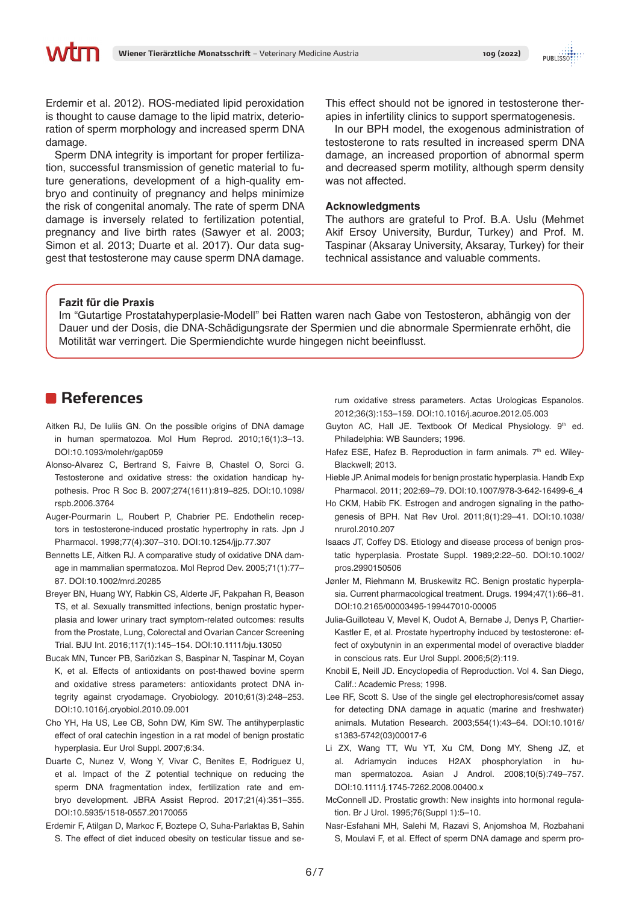Erdemir et al. 2012). ROS-mediated lipid peroxidation is thought to cause damage to the lipid matrix, deterioration of sperm morphology and increased sperm DNA damage.

Sperm DNA integrity is important for proper fertilization, successful transmission of genetic material to future generations, development of a high-quality embryo and continuity of pregnancy and helps minimize the risk of congenital anomaly. The rate of sperm DNA damage is inversely related to fertilization potential, pregnancy and live birth rates (Sawyer et al. 2003; Simon et al. 2013; Duarte et al. 2017). Our data suggest that testosterone may cause sperm DNA damage. This effect should not be ignored in testosterone therapies in infertility clinics to support spermatogenesis.

In our BPH model, the exogenous administration of testosterone to rats resulted in increased sperm DNA damage, an increased proportion of abnormal sperm and decreased sperm motility, although sperm density was not affected.

### Acknowledgments

The authors are grateful to Prof. B.A. Uslu (Mehmet Akif Ersoy University, Burdur, Turkey) and Prof. M. Taspinar (Aksaray University, Aksaray, Turkey) for their technical assistance and valuable comments.

**Fazit für die Praxis**

Im "Gutartige Prostatahyperplasie-Modell" bei Ratten waren nach Gabe von Testosteron, abhängig von der Dauer und der Dosis, die DNA-Schädigungsrate der Spermien und die abnormale Spermienrate erhöht, die Motilität war verringert. Die Spermiendichte wurde hingegen nicht beeinflusst.

## References

Aitken RJ, De Iuliis GN. On the possible origins of DNA damage in human spermatozoa. Mol Hum Reprod. 2010;16(1):3–13. DOI:10.1093/molehr/gap059

Alonso-Alvarez C, Bertrand S, Faivre B, Chastel O, Sorci G. Testosterone and oxidative stress: the oxidation handicap hypothesis. Proc R Soc B. 2007;274(1611):819–825. DOI:10.1098/rspb.2006.3764

Auger-Pourmarin L, Roubert P, Chabrier PE. Endothelin receptors in testosterone-induced prostatic hypertrophy in rats. Jpn J Pharmacol. 1998;77(4):307–310. DOI:10.1254/jjp.77.307

Bennetts LE, Aitken RJ. A comparative study of oxidative DNA damage in mammalian spermatozoa. Mol Reprod Dev. 2005;71(1):77–87. DOI:10.1002/mrd.20285

Breyer BN, Huang WY, Rabkin CS, Alderte JF, Pakpahan R, Beason TS, et al. Sexually transmitted infections, benign prostatic hyperplasia and lower urinary tract symptom-related outcomes: results from the Prostate, Lung, Colorectal and Ovarian Cancer Screening Trial. BJU Int. 2016;117(1):145–154. DOI:10.1111/bju.13050

Bucak MN, Tuncer PB, Sariözkan S, Baspinar N, Taspinar M, Coyan K, et al. Effects of antioxidants on post-thawed bovine sperm and oxidative stress parameters: antioxidants protect DNA integrity against cryodamage. Cryobiology. 2010;61(3):248–253. DOI:10.1016/j.cryobiol.2010.09.001

Cho YH, Ha US, Lee CB, Sohn DW, Kim SW. The antihyperplastic effect of oral catechin ingestion in a rat model of benign prostatic hyperplasia. Eur Urol Suppl. 2007;6:34.

Duarte C, Nunez V, Wong Y, Vivar C, Benites E, Rodriguez U, et al. Impact of the Z potential technique on reducing the sperm DNA fragmentation index, fertilization rate and embryo development. JBRA Assist Reprod. 2017;21(4):351–355. DOI:10.5935/1518-0557.20170055

Erdemir F, Atilgan D, Markoc F, Boztepe O, Suha-Parlaktas B, Sahin S. The effect of diet induced obesity on testicular tissue and serum oxidative stress parameters. Actas Urologicas Espanolos. 2012;36(3):153–159. DOI:10.1016/j.acuroe.2012.05.003

Guyton AC, Hall JE. Textbook Of Medical Physiology. 9th ed. Philadelphia: WB Saunders; 1996.

Hafez ESE, Hafez B. Reproduction in farm animals. 7th ed. Wiley-Blackwell; 2013.

Hieble JP. Animal models for benign prostatic hyperplasia. Handb Exp Pharmacol. 2011; 202:69–79. DOI:10.1007/978-3-642-16499-6_4

Ho CKM, Habib FK. Estrogen and androgen signaling in the pathogenesis of BPH. Nat Rev Urol. 2011;8(1):29–41. DOI:10.1038/nrurol.2010.207

Isaacs JT, Coffey DS. Etiology and disease process of benign prostatic hyperplasia. Prostate Suppl. 1989;2:22–50. DOI:10.1002/pros.2990150506

Jønler M, Riehmann M, Bruskewitz RC. Benign prostatic hyperplasia. Current pharmacological treatment. Drugs. 1994;47(1):66–81. DOI:10.2165/00003495-199447010-00005

Julia-Guilloteau V, Mevel K, Oudot A, Bernabe J, Denys P, Chartier-Kastler E, et al. Prostate hypertrophy induced by testosterone: effect of oxybutynin in an experımental model of overactive bladder in conscious rats. Eur Urol Suppl. 2006;5(2):119.

Knobil E, Neill JD. Encyclopedia of Reproduction. Vol 4. San Diego, Calif.: Academic Press; 1998.

Lee RF, Scott S. Use of the single gel electrophoresis/comet assay for detecting DNA damage in aquatic (marine and freshwater) animals. Mutation Research. 2003;554(1):43–64. DOI:10.1016/s1383-5742(03)00017-6

Li ZX, Wang TT, Wu YT, Xu CM, Dong MY, Sheng JZ, et al. Adriamycin induces H2AX phosphorylation in human spermatozoa. Asian J Androl. 2008;10(5):749–757. DOI:10.1111/j.1745-7262.2008.00400.x

McConnell JD. Prostatic growth: New insights into hormonal regulation. Br J Urol. 1995;76(Suppl 1):5–10.

Nasr-Esfahani MH, Salehi M, Razavi S, Anjomshoa M, Rozbahani S, Moulavi F, et al. Effect of sperm DNA damage and sperm pro-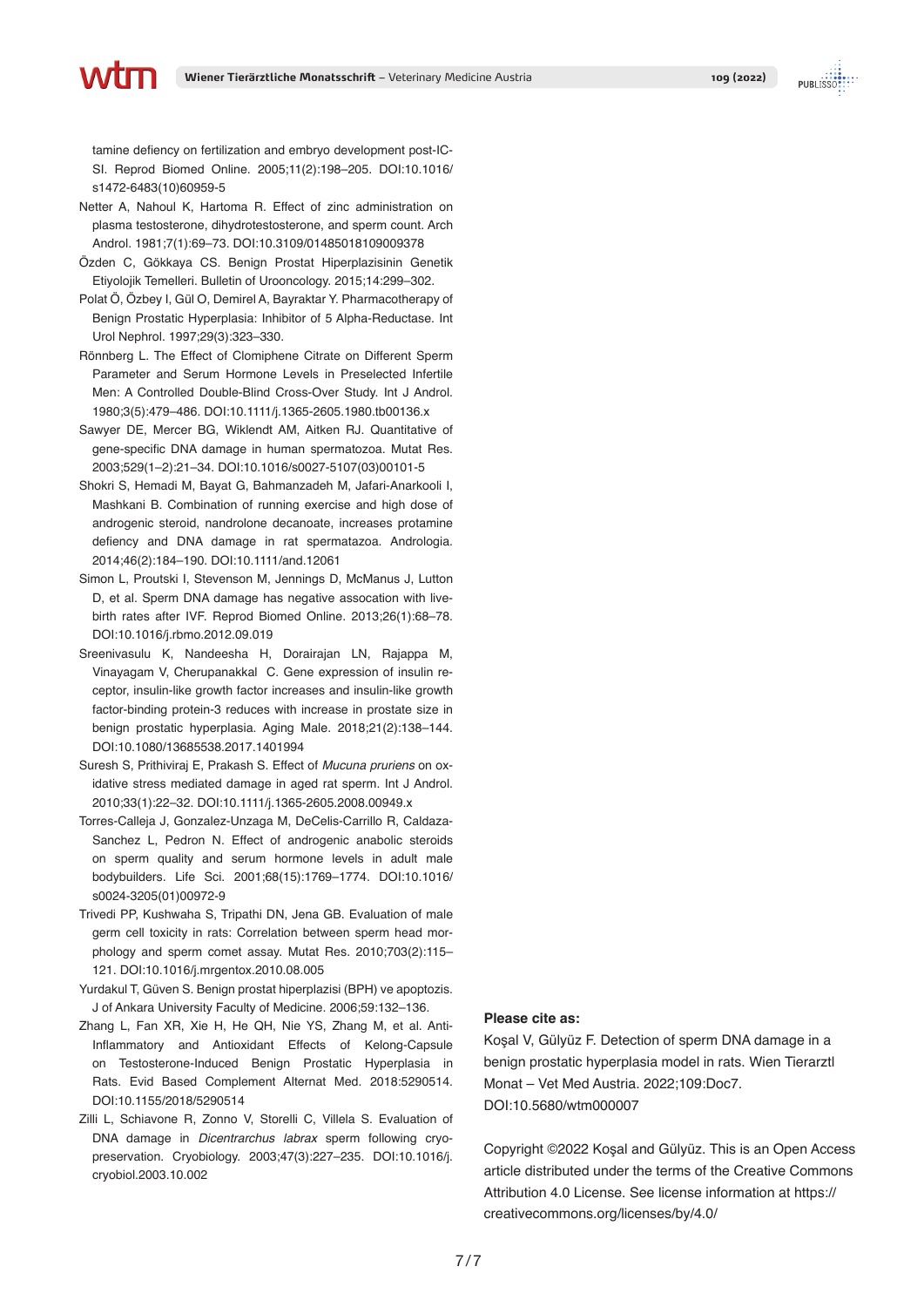tamine defiency on fertilization and embryo development post-ICSI. Reprod Biomed Online. 2005;11(2):198–205. DOI:10.1016/s1472-6483(10)60959-5

Netter A, Nahoul K, Hartoma R. Effect of zinc administration on plasma testosterone, dihydrotestosterone, and sperm count. Arch Androl. 1981;7(1):69–73. DOI:10.3109/01485018109009378

Özden C, Gökkaya CS. Benign Prostat Hiperplazisinin Genetik Etiyolojik Temelleri. Bulletin of Urooncology. 2015;14:299–302.

Polat Ö, Özbey I, Gül O, Demirel A, Bayraktar Y. Pharmacotherapy of Benign Prostatic Hyperplasia: Inhibitor of 5 Alpha-Reductase. Int Urol Nephrol. 1997;29(3):323–330.

Rönnberg L. The Effect of Clomiphene Citrate on Different Sperm Parameter and Serum Hormone Levels in Preselected Infertile Men: A Controlled Double-Blind Cross-Over Study. Int J Androl. 1980;3(5):479–486. DOI:10.1111/j.1365-2605.1980.tb00136.x

Sawyer DE, Mercer BG, Wiklendt AM, Aitken RJ. Quantitative of gene-specific DNA damage in human spermatozoa. Mutat Res. 2003;529(1–2):21–34. DOI:10.1016/s0027-5107(03)00101-5

Shokri S, Hemadi M, Bayat G, Bahmanzadeh M, Jafari-Anarkooli I, Mashkani B. Combination of running exercise and high dose of androgenic steroid, nandrolone decanoate, increases protamine defiency and DNA damage in rat spermatazoa. Andrologia. 2014;46(2):184–190. DOI:10.1111/and.12061

Simon L, Proutski I, Stevenson M, Jennings D, McManus J, Lutton D, et al. Sperm DNA damage has negative assocation with live-birth rates after IVF. Reprod Biomed Online. 2013;26(1):68–78. DOI:10.1016/j.rbmo.2012.09.019

Sreenivasulu K, Nandeesha H, Dorairajan LN, Rajappa M, Vinayagam V, Cherupanakkal C. Gene expression of insulin receptor, insulin-like growth factor increases and insulin-like growth factor-binding protein-3 reduces with increase in prostate size in benign prostatic hyperplasia. Aging Male. 2018;21(2):138–144. DOI:10.1080/13685538.2017.1401994

Suresh S, Prithiviraj E, Prakash S. Effect of *Mucuna pruriens* on oxidative stress mediated damage in aged rat sperm. Int J Androl. 2010;33(1):22–32. DOI:10.1111/j.1365-2605.2008.00949.x

Torres-Calleja J, Gonzalez-Unzaga M, DeCelis-Carrillo R, Caldaza-Sanchez L, Pedron N. Effect of androgenic anabolic steroids on sperm quality and serum hormone levels in adult male bodybuilders. Life Sci. 2001;68(15):1769–1774. DOI:10.1016/s0024-3205(01)00972-9

Trivedi PP, Kushwaha S, Tripathi DN, Jena GB. Evaluation of male germ cell toxicity in rats: Correlation between sperm head morphology and sperm comet assay. Mutat Res. 2010;703(2):115–121. DOI:10.1016/j.mrgentox.2010.08.005

Yurdakul T, Güven S. Benign prostat hiperplazisi (BPH) ve apoptozis. J of Ankara University Faculty of Medicine. 2006;59:132–136.

Zhang L, Fan XR, Xie H, He QH, Nie YS, Zhang M, et al. Anti-Inflammatory and Antioxidant Effects of Kelong-Capsule on Testosterone-Induced Benign Prostatic Hyperplasia in Rats. Evid Based Complement Alternat Med. 2018:5290514. DOI:10.1155/2018/5290514

Zilli L, Schiavone R, Zonno V, Storelli C, Villela S. Evaluation of DNA damage in *Dicentrarchus labrax* sperm following cryopreservation. Cryobiology. 2003;47(3):227–235. DOI:10.1016/j.cryobiol.2003.10.002

**Please cite as:**

Koşal V, Gülyüz F. Detection of sperm DNA damage in a benign prostatic hyperplasia model in rats. Wien Tierarztl Monat – Vet Med Austria. 2022;109:Doc7. DOI:10.5680/wtm000007

Copyright ©2022 Koşal and Gülyüz. This is an Open Access article distributed under the terms of the Creative Commons Attribution 4.0 License. See license information at https://creativecommons.org/licenses/by/4.0/